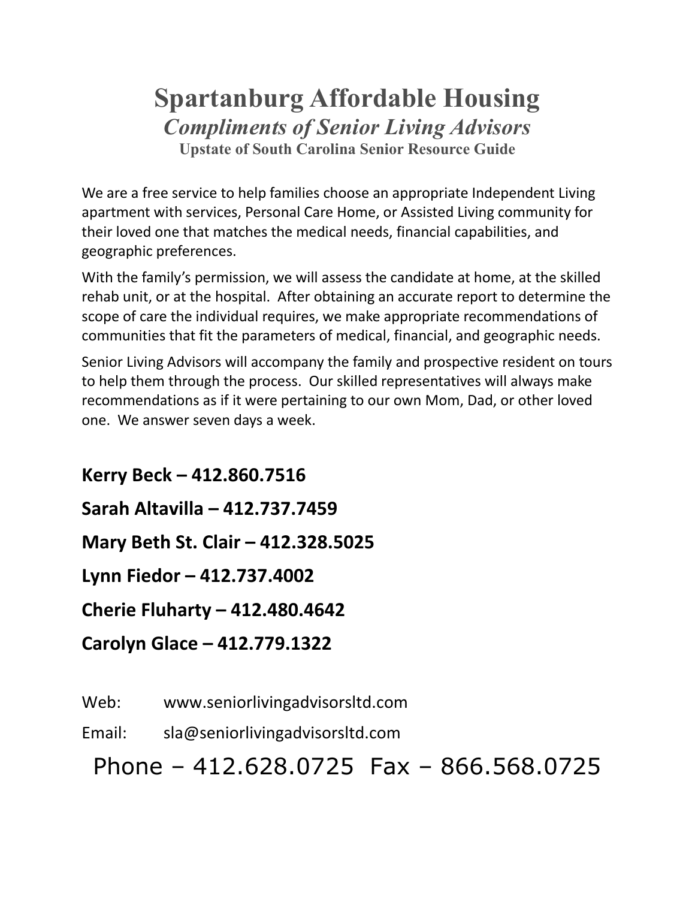# Spartanburg Affordable Housing

***Compliments of Senior Living Advisors***

**Upstate of South Carolina Senior Resource Guide**

We are a free service to help families choose an appropriate Independent Living apartment with services, Personal Care Home, or Assisted Living community for their loved one that matches the medical needs, financial capabilities, and geographic preferences.

With the family's permission, we will assess the candidate at home, at the skilled rehab unit, or at the hospital. After obtaining an accurate report to determine the scope of care the individual requires, we make appropriate recommendations of communities that fit the parameters of medical, financial, and geographic needs.

Senior Living Advisors will accompany the family and prospective resident on tours to help them through the process. Our skilled representatives will always make recommendations as if it were pertaining to our own Mom, Dad, or other loved one. We answer seven days a week.

**Kerry Beck – 412.860.7516**

**Sarah Altavilla – 412.737.7459**

**Mary Beth St. Clair – 412.328.5025**

**Lynn Fiedor – 412.737.4002**

**Cherie Fluharty – 412.480.4642**

**Carolyn Glace – 412.779.1322**

Web: www.seniorlivingadvisorsltd.com

Email: sla@seniorlivingadvisorsltd.com

Phone – 412.628.0725 Fax – 866.568.0725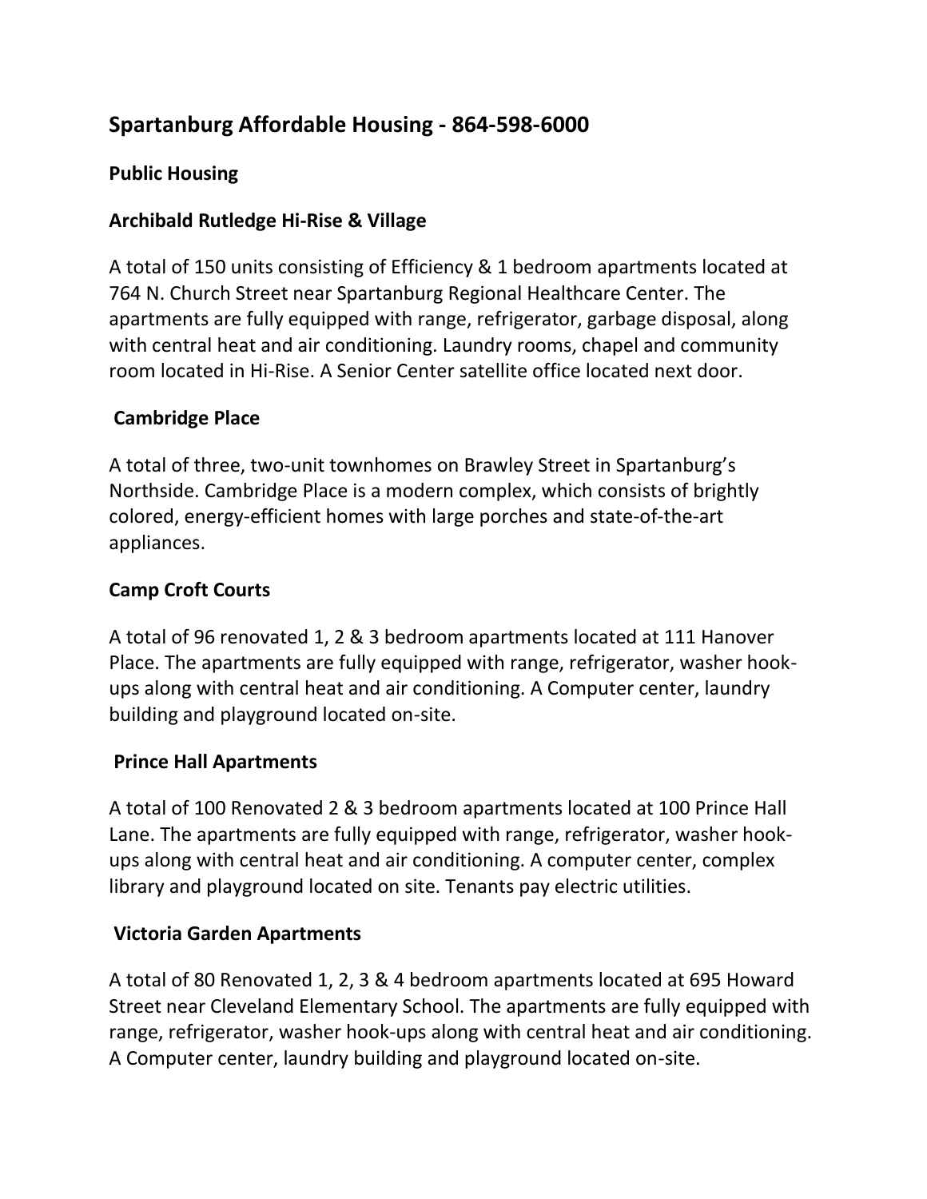## Spartanburg Affordable Housing - 864-598-6000

### Public Housing

### Archibald Rutledge Hi-Rise & Village

A total of 150 units consisting of Efficiency & 1 bedroom apartments located at 764 N. Church Street near Spartanburg Regional Healthcare Center. The apartments are fully equipped with range, refrigerator, garbage disposal, along with central heat and air conditioning. Laundry rooms, chapel and community room located in Hi-Rise. A Senior Center satellite office located next door.

### Cambridge Place

A total of three, two-unit townhomes on Brawley Street in Spartanburg's Northside. Cambridge Place is a modern complex, which consists of brightly colored, energy-efficient homes with large porches and state-of-the-art appliances.

### Camp Croft Courts

A total of 96 renovated 1, 2 & 3 bedroom apartments located at 111 Hanover Place. The apartments are fully equipped with range, refrigerator, washer hook-ups along with central heat and air conditioning. A Computer center, laundry building and playground located on-site.

### Prince Hall Apartments

A total of 100 Renovated 2 & 3 bedroom apartments located at 100 Prince Hall Lane. The apartments are fully equipped with range, refrigerator, washer hook-ups along with central heat and air conditioning. A computer center, complex library and playground located on site. Tenants pay electric utilities.

### Victoria Garden Apartments

A total of 80 Renovated 1, 2, 3 & 4 bedroom apartments located at 695 Howard Street near Cleveland Elementary School. The apartments are fully equipped with range, refrigerator, washer hook-ups along with central heat and air conditioning. A Computer center, laundry building and playground located on-site.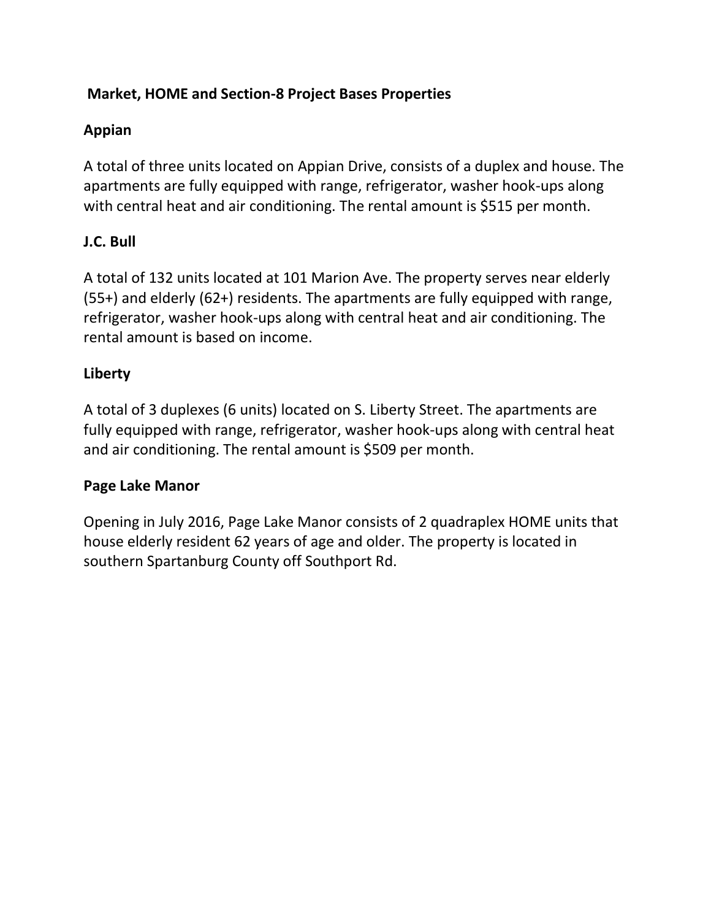## Market, HOME and Section-8 Project Bases Properties

### Appian

A total of three units located on Appian Drive, consists of a duplex and house. The apartments are fully equipped with range, refrigerator, washer hook-ups along with central heat and air conditioning. The rental amount is $515 per month.

### J.C. Bull

A total of 132 units located at 101 Marion Ave. The property serves near elderly (55+) and elderly (62+) residents. The apartments are fully equipped with range, refrigerator, washer hook-ups along with central heat and air conditioning. The rental amount is based on income.

### Liberty

A total of 3 duplexes (6 units) located on S. Liberty Street. The apartments are fully equipped with range, refrigerator, washer hook-ups along with central heat and air conditioning. The rental amount is $509 per month.

### Page Lake Manor

Opening in July 2016, Page Lake Manor consists of 2 quadraplex HOME units that house elderly resident 62 years of age and older. The property is located in southern Spartanburg County off Southport Rd.